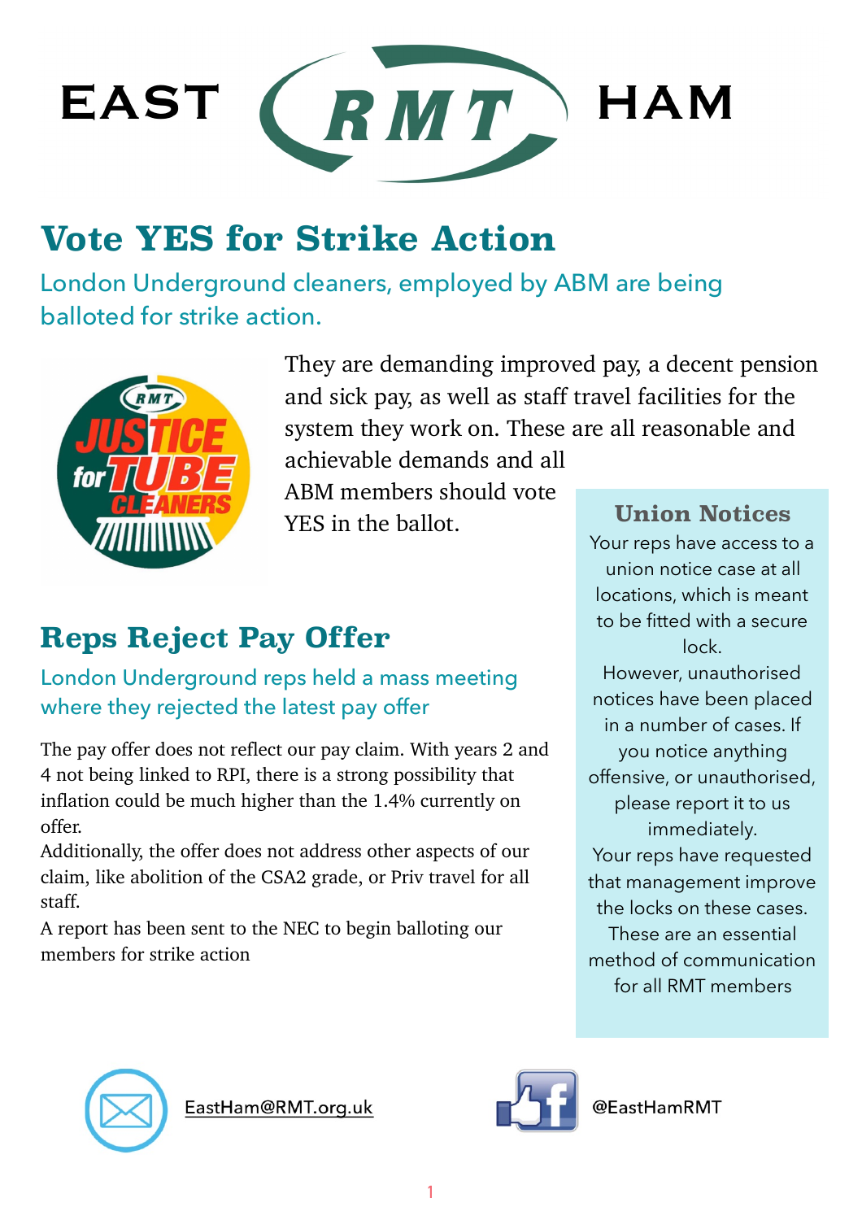# EAST RMT HAM

## Vote YES for Strike Action

London Underground cleaners, employed by ABM are being balloted for strike action.

They are demanding improved pay, a decent pension and sick pay, as well as staff travel facilities for the system they work on. These are all reasonable and achievable demands and all ABM members should vote YES in the ballot.

## Reps Reject Pay Offer

London Underground reps held a mass meeting where they rejected the latest pay offer

The pay offer does not reflect our pay claim. With years 2 and 4 not being linked to RPI, there is a strong possibility that inflation could be much higher than the 1.4% currently on offer.

Additionally, the offer does not address other aspects of our claim, like abolition of the CSA2 grade, or Priv travel for all staff.

A report has been sent to the NEC to begin balloting our members for strike action

### Union Notices

Your reps have access to a union notice case at all locations, which is meant to be fitted with a secure lock.

However, unauthorised notices have been placed in a number of cases. If you notice anything offensive, or unauthorised, please report it to us immediately.

Your reps have requested that management improve the locks on these cases.

These are an essential method of communication for all RMT members

EastHam@RMT.org.uk

@EastHamRMT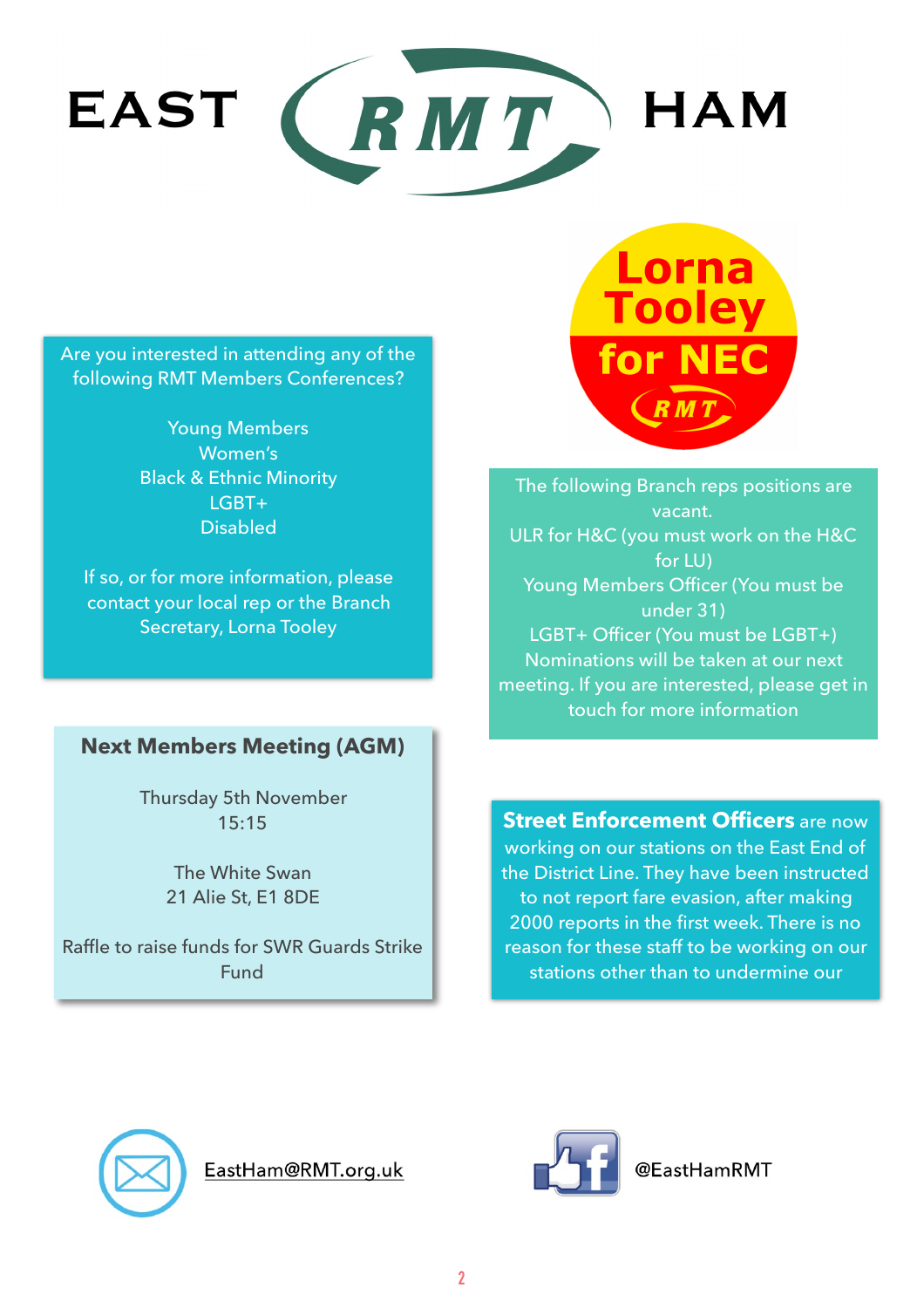# EAST RMT HAM

Lorna Tooley for NEC

RMT

Are you interested in attending any of the following RMT Members Conferences?

Young Members
Women's
Black & Ethnic Minority
LGBT+
Disabled

If so, or for more information, please contact your local rep or the Branch Secretary, Lorna Tooley

The following Branch reps positions are vacant.
ULR for H&C (you must work on the H&C for LU)
Young Members Officer (You must be under 31)
LGBT+ Officer (You must be LGBT+)
Nominations will be taken at our next meeting. If you are interested, please get in touch for more information

## Next Members Meeting (AGM)

Thursday 5th November
15:15

The White Swan
21 Alie St, E1 8DE

Raffle to raise funds for SWR Guards Strike Fund

**Street Enforcement Officers** are now working on our stations on the East End of the District Line. They have been instructed to not report fare evasion, after making 2000 reports in the first week. There is no reason for these staff to be working on our stations other than to undermine our

EastHam@RMT.org.uk

@EastHamRMT